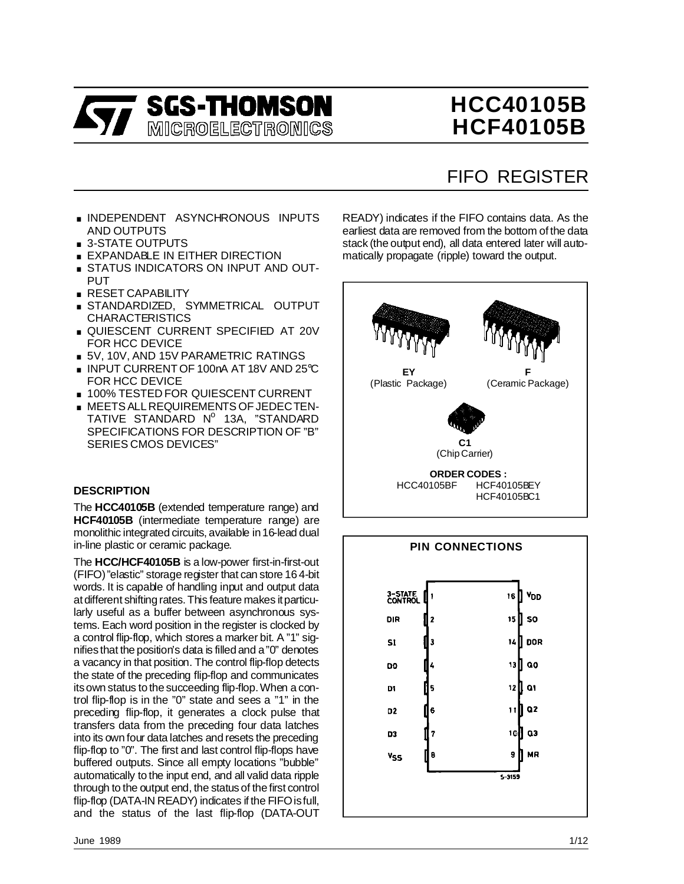# HCC40105B
# HCF40105B

## FIFO REGISTER

- INDEPENDENT ASYNCHRONOUS INPUTS AND OUTPUTS
- 3-STATE OUTPUTS
- EXPANDABLE IN EITHER DIRECTION
- STATUS INDICATORS ON INPUT AND OUTPUT
- RESET CAPABILITY
- STANDARDIZED, SYMMETRICAL OUTPUT CHARACTERISTICS
- QUIESCENT CURRENT SPECIFIED AT 20V FOR HCC DEVICE
- 5V, 10V, AND 15V PARAMETRIC RATINGS
- INPUT CURRENT OF 100nA AT 18V AND 25°C FOR HCC DEVICE
- 100% TESTED FOR QUIESCENT CURRENT
- MEETS ALL REQUIREMENTS OF JEDEC TENTATIVE STANDARD N° 13A, "STANDARD SPECIFICATIONS FOR DESCRIPTION OF "B" SERIES CMOS DEVICES"

### DESCRIPTION

The **HCC40105B** (extended temperature range) and **HCF40105B** (intermediate temperature range) are monolithic integrated circuits, available in 16-lead dual in-line plastic or ceramic package.

The **HCC/HCF40105B** is a low-power first-in-first-out (FIFO) "elastic" storage register that can store 16 4-bit words. It is capable of handling input and output data at different shifting rates. This feature makes it particularly useful as a buffer between asynchronous systems. Each word position in the register is clocked by a control flip-flop, which stores a marker bit. A "1" signifies that the position's data is filled and a "0" denotes a vacancy in that position. The control flip-flop detects the state of the preceding flip-flop and communicates its own status to the succeeding flip-flop. When a control flip-flop is in the "0" state and sees a "1" in the preceding flip-flop, it generates a clock pulse that transfers data from the preceding four data latches into its own four data latches and resets the preceding flip-flop to "0". The first and last control flip-flops have buffered outputs. Since all empty locations "bubble" automatically to the input end, and all valid data ripple through to the output end, the status of the first control flip-flop (DATA-IN READY) indicates if the FIFO is full, and the status of the last flip-flop (DATA-OUT READY) indicates if the FIFO contains data. As the earliest data are removed from the bottom of the data stack (the output end), all data entered later will automatically propagate (ripple) toward the output.

EY (Plastic Package)

F (Ceramic Package)

C1 (Chip Carrier)

**ORDER CODES :**
HCC40105BF
HCF40105BEY
HCF40105BC1

### PIN CONNECTIONS

3-STATE CONTROL 1
DIR 2
SI 3
D0 4
D1 5
D2 6
D3 7
$V_{SS}$ 8
MR 9
Q3 10
Q2 11
Q1 12
Q0 13
DOR 14
SO 15
$V_{DD}$ 16

S-3159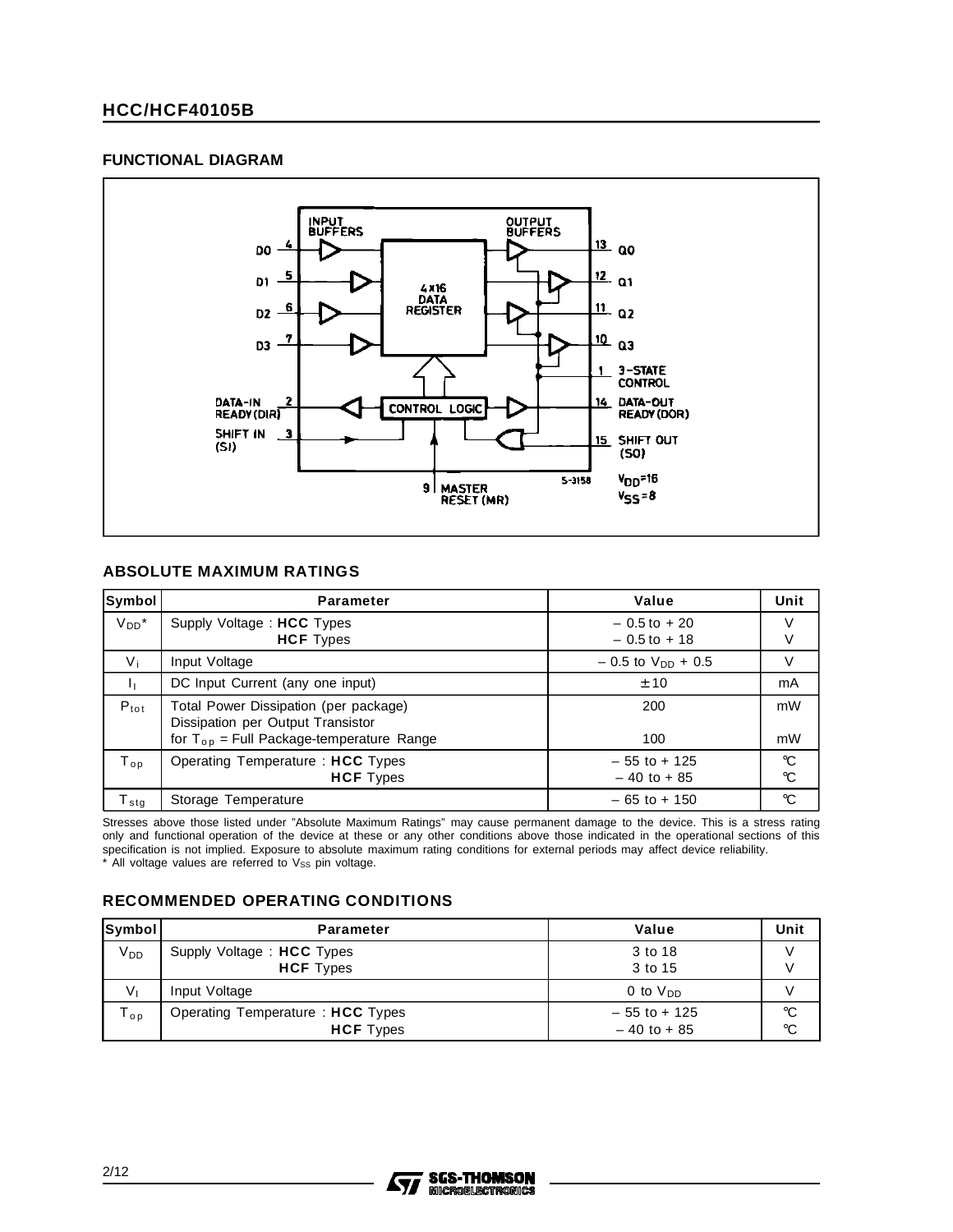## FUNCTIONAL DIAGRAM

INPUT BUFFERS
OUTPUT BUFFERS
D0 4
D1 5
D2 6
D3 7
4x16 DATA REGISTER
13 Q0
12 Q1
11 Q2
10 Q3
1 3-STATE CONTROL
DATA-IN READY (DIR) 2
CONTROL LOGIC
14 DATA-OUT READY (DOR)
SHIFT IN (SI) 3
15 SHIFT OUT (SO)
9 MASTER RESET (MR)
5-3158
$V_{DD}$=16
$V_{SS}$=8

## ABSOLUTE MAXIMUM RATINGS

| Symbol | Parameter | Value | Unit |
|---|---|---|---|
| $V_{DD}$* | Supply Voltage : **HCC** Types<br>**HCF** Types | – 0.5 to + 20<br>– 0.5 to + 18 | V<br>V |
| $V_i$ | Input Voltage | – 0.5 to $V_{DD}$ + 0.5 | V |
| $I_I$ | DC Input Current (any one input) | ± 10 | mA |
| $P_{tot}$ | Total Power Dissipation (per package)<br>Dissipation per Output Transistor<br>for $T_{op}$ = Full Package-temperature Range | 200<br><br>100 | mW<br><br>mW |
| $T_{op}$ | Operating Temperature : **HCC** Types<br>**HCF** Types | – 55 to + 125<br>– 40 to + 85 | °C<br>°C |
| $T_{stg}$ | Storage Temperature | – 65 to + 150 | °C |

Stresses above those listed under "Absolute Maximum Ratings" may cause permanent damage to the device. This is a stress rating only and functional operation of the device at these or any other conditions above those indicated in the operational sections of this specification is not implied. Exposure to absolute maximum rating conditions for external periods may affect device reliability.
* All voltage values are referred to $V_{SS}$ pin voltage.

## RECOMMENDED OPERATING CONDITIONS

| Symbol | Parameter | Value | Unit |
|---|---|---|---|
| $V_{DD}$ | Supply Voltage : **HCC** Types<br>**HCF** Types | 3 to 18<br>3 to 15 | V<br>V |
| $V_I$ | Input Voltage | 0 to $V_{DD}$ | V |
| $T_{op}$ | Operating Temperature : **HCC** Types<br>**HCF** Types | – 55 to + 125<br>– 40 to + 85 | °C<br>°C |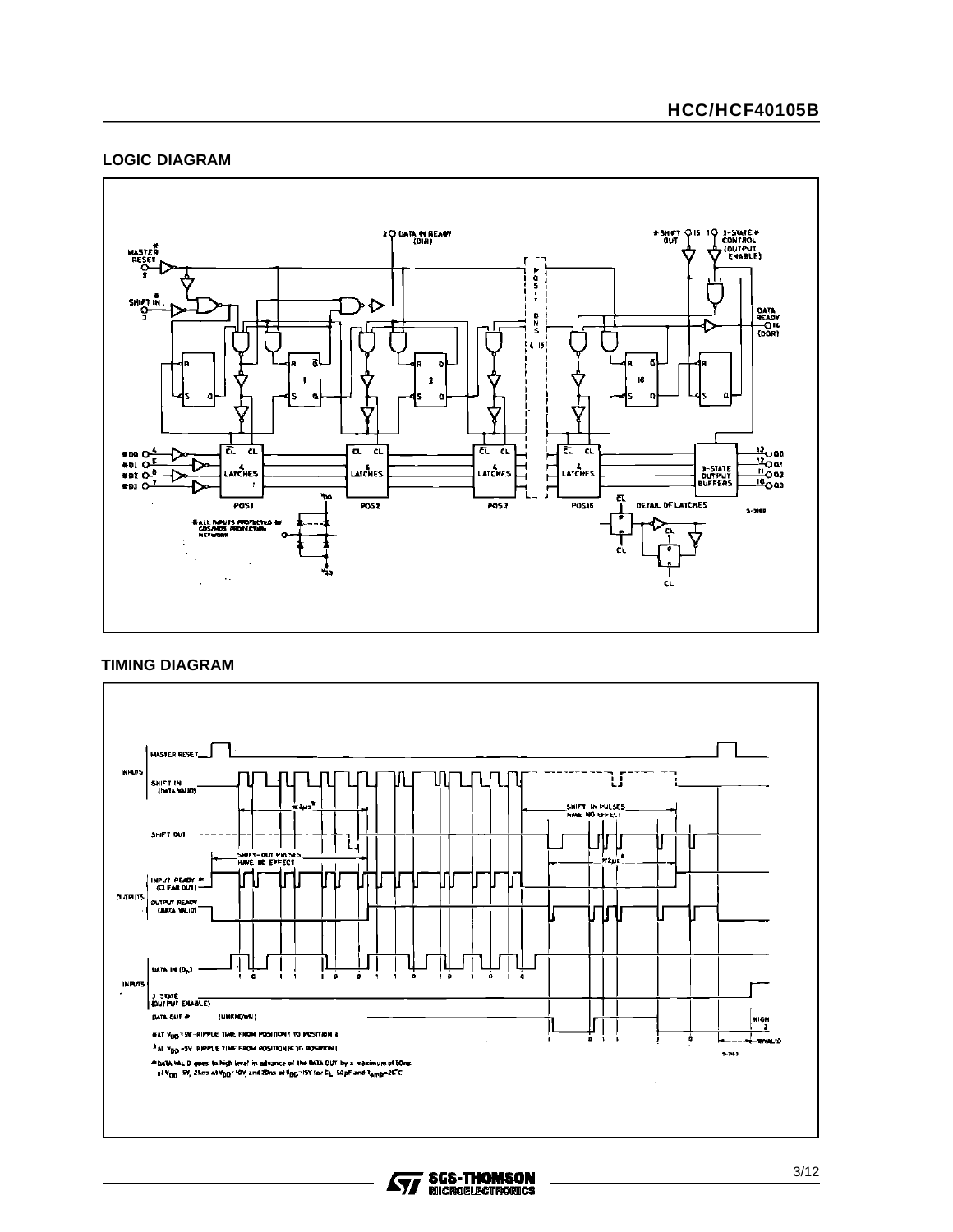## LOGIC DIAGRAM

2 DATA IN READY (DIR)

MASTER RESET * 9

SHIFT IN * 3

SHIFT OUT * 15

1 3-STATE * CONTROL (OUTPUT ENABLE)

DATA READY 14 (DOR)

POSITIONS 4 15

*D0 4
*D1 5
*D2 6
*D3 7

CL CL 4 LATCHES POS1

CL CL 4 LATCHES POS2

CL CL 4 LATCHES POS3

CL CL 4 LATCHES POS16

3-STATE OUTPUT BUFFERS

13 Q0
12 Q1
11 Q2
10 Q3

DETAIL OF LATCHES

*ALL INPUTS PROTECTED BY COS/MOS PROTECTION NETWORK

$V_{DD}$

$V_{SS}$

## TIMING DIAGRAM

INPUTS

MASTER RESET

SHIFT IN (DATA VALID)

≈2µs*

SHIFT IN PULSES HAVE NO EFFECT

SHIFT OUT

SHIFT-OUT PULSES HAVE NO EFFECT

≈2µs[a]

OUTPUTS

INPUT READY * (CLEAR OUT)

OUTPUT READY (DATA VALID)

INPUTS

DATA IN ($D_n$)

1 0 1 1 1 0 0 1 1 0 1 0 1 0 1 0

3 STATE (OUTPUT ENABLE)

DATA OUT * (UNKNOWN)

1 0 1 1 1 0

HIGH Z

INVALID

*AT $V_{DD}$ = 5V - RIPPLE TIME FROM POSITION 1 TO POSITION 16

[a]AT $V_{DD}$ = 5V RIPPLE TIME FROM POSITION 16 TO POSITION 1

*DATA VALID goes to high level in advance of the DATA OUT by a maximum of 50ns at $V_{DD}$ 5V, 25ns at $V_{DD}$ = 10V, and 20ns at $V_{DD}$ = 15V for $C_L$ 50pF and $T_{amb}$ = 25°C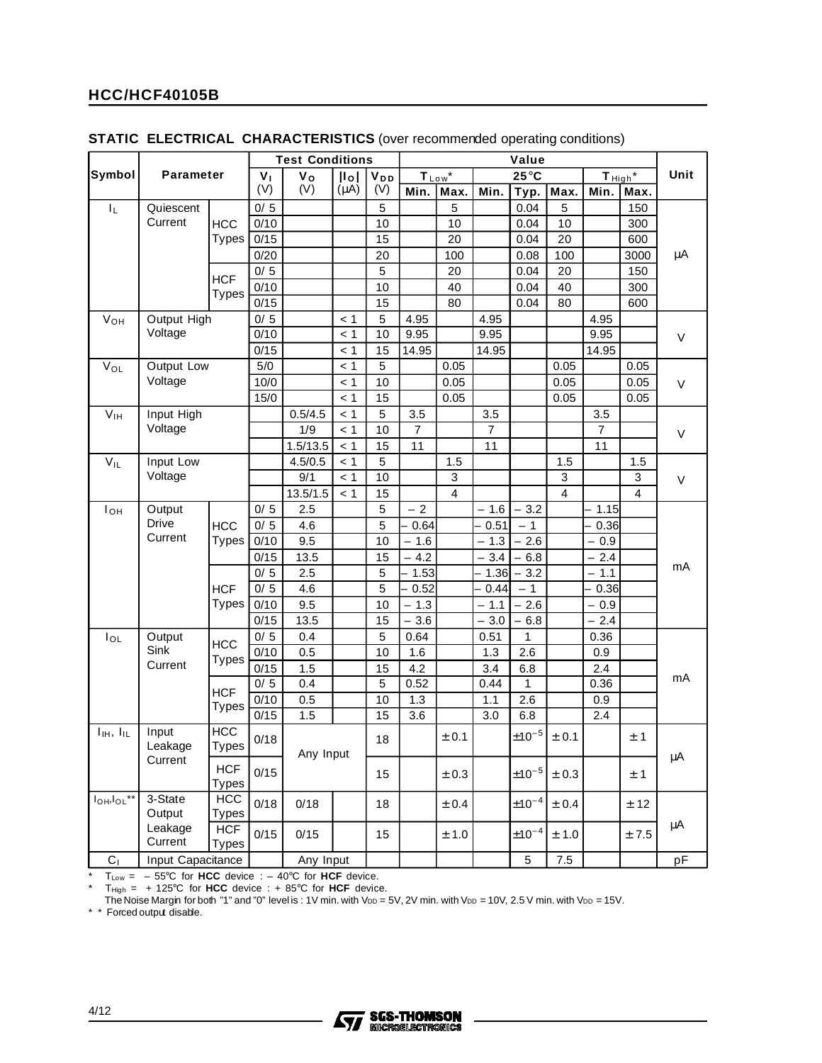## STATIC ELECTRICAL CHARACTERISTICS (over recommended operating conditions)

| Symbol | Parameter | | Test Conditions | | | | Value | | | | | | | Unit |
|---|---|---|---|---|---|---|---|---|---|---|---|---|---|---|
| | | | $V_I$ (V) | $V_O$ (V) | $\|I_O\|$ (μA) | $V_{DD}$ (V) | $T_{Low}$* Min. | $T_{Low}$* Max. | 25°C Min. | 25°C Typ. | 25°C Max. | $T_{High}$* Min. | $T_{High}$* Max. | |
| $I_L$ | Quiescent Current | HCC Types | 0/ 5 | | | 5 | | 5 | | 0.04 | 5 | | 150 | μA |
| | | | 0/10 | | | 10 | | 10 | | 0.04 | 10 | | 300 | |
| | | | 0/15 | | | 15 | | 20 | | 0.04 | 20 | | 600 | |
| | | | 0/20 | | | 20 | | 100 | | 0.08 | 100 | | 3000 | |
| | | HCF Types | 0/ 5 | | | 5 | | 20 | | 0.04 | 20 | | 150 | |
| | | | 0/10 | | | 10 | | 40 | | 0.04 | 40 | | 300 | |
| | | | 0/15 | | | 15 | | 80 | | 0.04 | 80 | | 600 | |
| $V_{OH}$ | Output High Voltage | | 0/ 5 | | < 1 | 5 | 4.95 | | 4.95 | | | 4.95 | | V |
| | | | 0/10 | | < 1 | 10 | 9.95 | | 9.95 | | | 9.95 | | |
| | | | 0/15 | | < 1 | 15 | 14.95 | | 14.95 | | | 14.95 | | |
| $V_{OL}$ | Output Low Voltage | | 5/0 | | < 1 | 5 | | 0.05 | | | 0.05 | | 0.05 | V |
| | | | 10/0 | | < 1 | 10 | | 0.05 | | | 0.05 | | 0.05 | |
| | | | 15/0 | | < 1 | 15 | | 0.05 | | | 0.05 | | 0.05 | |
| $V_{IH}$ | Input High Voltage | | | 0.5/4.5 | < 1 | 5 | 3.5 | | 3.5 | | | 3.5 | | V |
| | | | | 1/9 | < 1 | 10 | 7 | | 7 | | | 7 | | |
| | | | | 1.5/13.5 | < 1 | 15 | 11 | | 11 | | | 11 | | |
| $V_{IL}$ | Input Low Voltage | | | 4.5/0.5 | < 1 | 5 | | 1.5 | | | 1.5 | | 1.5 | V |
| | | | | 9/1 | < 1 | 10 | | 3 | | | 3 | | 3 | |
| | | | | 13.5/1.5 | < 1 | 15 | | 4 | | | 4 | | 4 | |
| $I_{OH}$ | Output Drive Current | HCC Types | 0/ 5 | 2.5 | | 5 | – 2 | | – 1.6 | – 3.2 | | – 1.15 | | mA |
| | | | 0/ 5 | 4.6 | | 5 | – 0.64 | | – 0.51 | – 1 | | – 0.36 | | |
| | | | 0/10 | 9.5 | | 10 | – 1.6 | | – 1.3 | – 2.6 | | – 0.9 | | |
| | | | 0/15 | 13.5 | | 15 | – 4.2 | | – 3.4 | – 6.8 | | – 2.4 | | |
| | | HCF Types | 0/ 5 | 2.5 | | 5 | – 1.53 | | – 1.36 | – 3.2 | | – 1.1 | | |
| | | | 0/ 5 | 4.6 | | 5 | – 0.52 | | – 0.44 | – 1 | | – 0.36 | | |
| | | | 0/10 | 9.5 | | 10 | – 1.3 | | – 1.1 | – 2.6 | | – 0.9 | | |
| | | | 0/15 | 13.5 | | 15 | – 3.6 | | – 3.0 | – 6.8 | | – 2.4 | | |
| $I_{OL}$ | Output Sink Current | HCC Types | 0/ 5 | 0.4 | | 5 | 0.64 | | 0.51 | 1 | | 0.36 | | mA |
| | | | 0/10 | 0.5 | | 10 | 1.6 | | 1.3 | 2.6 | | 0.9 | | |
| | | | 0/15 | 1.5 | | 15 | 4.2 | | 3.4 | 6.8 | | 2.4 | | |
| | | HCF Types | 0/ 5 | 0.4 | | 5 | 0.52 | | 0.44 | 1 | | 0.36 | | |
| | | | 0/10 | 0.5 | | 10 | 1.3 | | 1.1 | 2.6 | | 0.9 | | |
| | | | 0/15 | 1.5 | | 15 | 3.6 | | 3.0 | 6.8 | | 2.4 | | |
| $I_{IH}$, $I_{IL}$ | Input Leakage Current | HCC Types | 0/18 | Any Input | | 18 | | ± 0.1 | | $\pm 10^{-5}$ | ± 0.1 | | ± 1 | μA |
| | | HCF Types | 0/15 | Any Input | | 15 | | ± 0.3 | | $\pm 10^{-5}$ | ± 0.3 | | ± 1 | |
| $I_{OH}$, $I_{OL}$** | 3-State Output Leakage Current | HCC Types | 0/18 | 0/18 | | 18 | | ± 0.4 | | $\pm 10^{-4}$ | ± 0.4 | | ± 12 | μA |
| | | HCF Types | 0/15 | 0/15 | | 15 | | ± 1.0 | | $\pm 10^{-4}$ | ± 1.0 | | ± 7.5 | |
| $C_I$ | Input Capacitance | | | Any Input | | | | | | 5 | 7.5 | | | pF |

\* $T_{Low}$ = – 55°C for **HCC** device : – 40°C for **HCF** device.
\* $T_{High}$ = + 125°C for **HCC** device : + 85°C for **HCF** device.
The Noise Margin for both "1" and "0" level is : 1V min. with $V_{DD}$ = 5V, 2V min. with $V_{DD}$ = 10V, 2.5 V min. with $V_{DD}$ = 15V.
\* \* Forced output disable.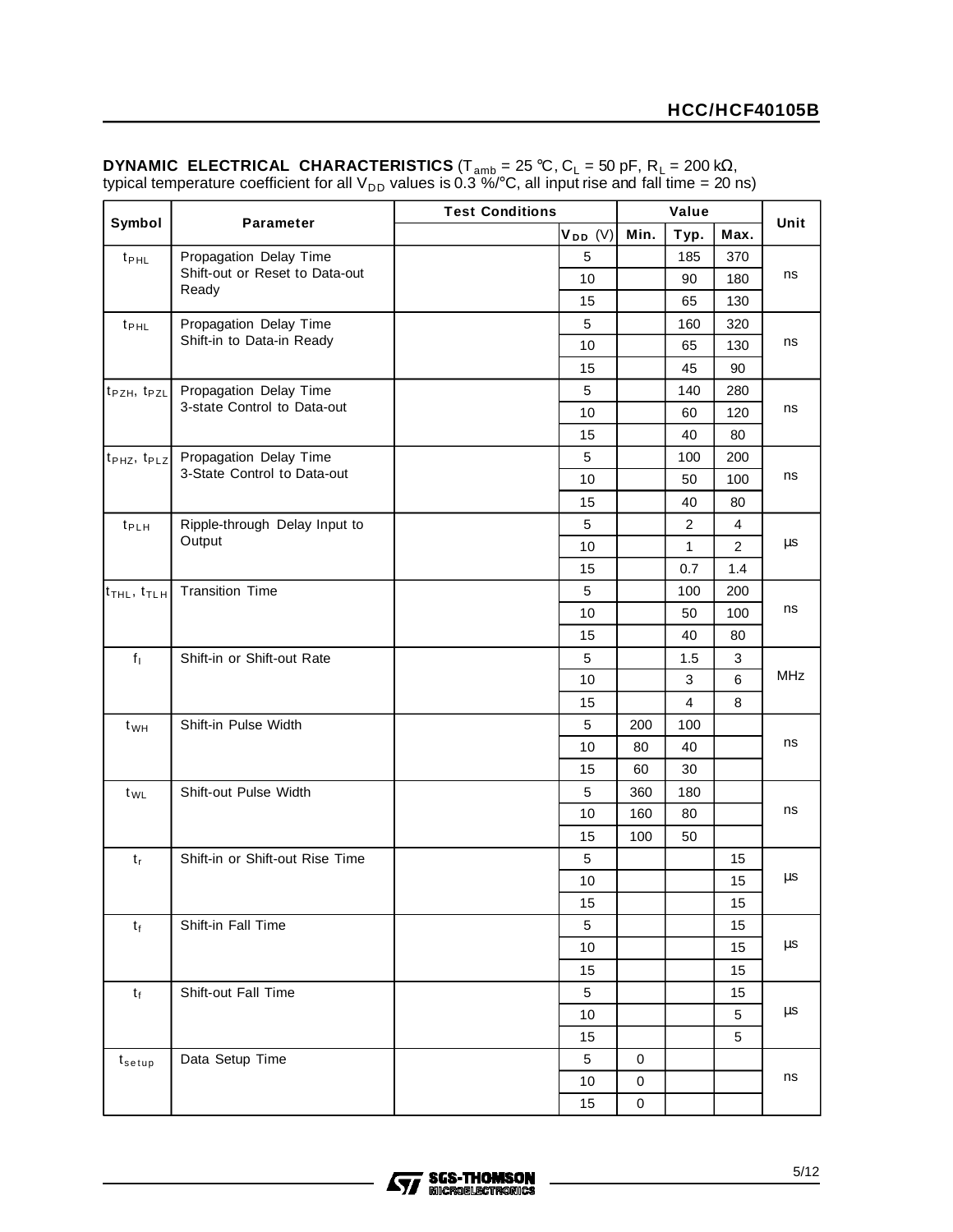**DYNAMIC ELECTRICAL CHARACTERISTICS** ($T_{amb}$ = 25 °C, $C_L$ = 50 pF, $R_L$ = 200 kΩ, typical temperature coefficient for all $V_{DD}$ values is 0.3 %/°C, all input rise and fall time = 20 ns)

| Symbol | Parameter | Test Conditions | | Value | | | Unit |
|---|---|---|---|---|---|---|---|
| | | | $V_{DD}$ (V) | Min. | Typ. | Max. | |
| $t_{PHL}$ | Propagation Delay Time Shift-out or Reset to Data-out Ready | | 5 | | 185 | 370 | ns |
| | | | 10 | | 90 | 180 | |
| | | | 15 | | 65 | 130 | |
| $t_{PHL}$ | Propagation Delay Time Shift-in to Data-in Ready | | 5 | | 160 | 320 | ns |
| | | | 10 | | 65 | 130 | |
| | | | 15 | | 45 | 90 | |
| $t_{PZH}$, $t_{PZL}$ | Propagation Delay Time 3-state Control to Data-out | | 5 | | 140 | 280 | ns |
| | | | 10 | | 60 | 120 | |
| | | | 15 | | 40 | 80 | |
| $t_{PHZ}$, $t_{PLZ}$ | Propagation Delay Time 3-State Control to Data-out | | 5 | | 100 | 200 | ns |
| | | | 10 | | 50 | 100 | |
| | | | 15 | | 40 | 80 | |
| $t_{PLH}$ | Ripple-through Delay Input to Output | | 5 | | 2 | 4 | µs |
| | | | 10 | | 1 | 2 | |
| | | | 15 | | 0.7 | 1.4 | |
| $t_{THL}$, $t_{TLH}$ | Transition Time | | 5 | | 100 | 200 | ns |
| | | | 10 | | 50 | 100 | |
| | | | 15 | | 40 | 80 | |
| $f_I$ | Shift-in or Shift-out Rate | | 5 | | 1.5 | 3 | MHz |
| | | | 10 | | 3 | 6 | |
| | | | 15 | | 4 | 8 | |
| $t_{WH}$ | Shift-in Pulse Width | | 5 | 200 | 100 | | ns |
| | | | 10 | 80 | 40 | | |
| | | | 15 | 60 | 30 | | |
| $t_{WL}$ | Shift-out Pulse Width | | 5 | 360 | 180 | | ns |
| | | | 10 | 160 | 80 | | |
| | | | 15 | 100 | 50 | | |
| $t_r$ | Shift-in or Shift-out Rise Time | | 5 | | | 15 | µs |
| | | | 10 | | | 15 | |
| | | | 15 | | | 15 | |
| $t_f$ | Shift-in Fall Time | | 5 | | | 15 | µs |
| | | | 10 | | | 15 | |
| | | | 15 | | | 15 | |
| $t_f$ | Shift-out Fall Time | | 5 | | | 15 | µs |
| | | | 10 | | | 5 | |
| | | | 15 | | | 5 | |
| $t_{setup}$ | Data Setup Time | | 5 | 0 | | | ns |
| | | | 10 | 0 | | | |
| | | | 15 | 0 | | | |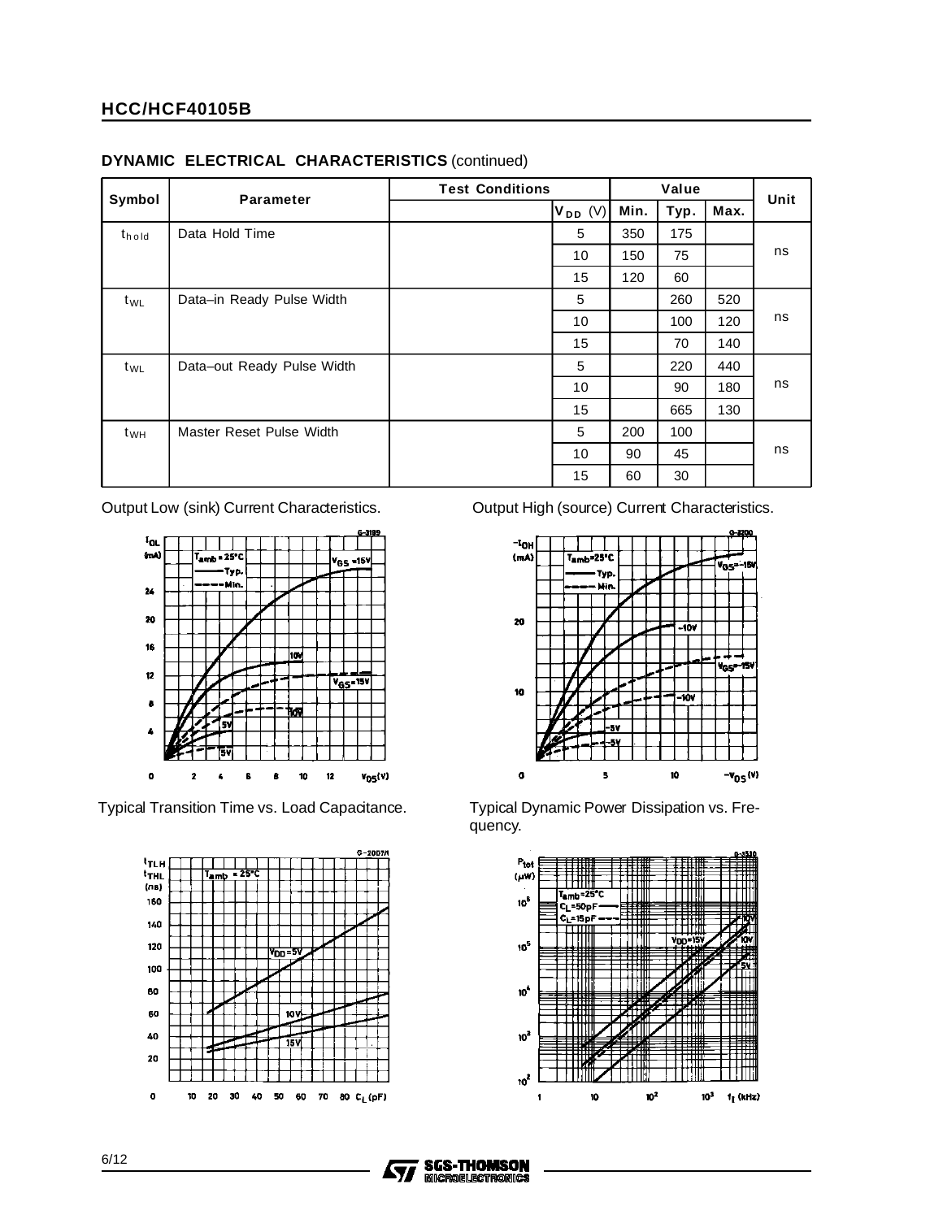**DYNAMIC ELECTRICAL CHARACTERISTICS** (continued)

| Symbol | Parameter | Test Conditions | | Value | | | Unit |
|---|---|---|---|---|---|---|---|
| | | | $V_{DD}$ (V) | Min. | Typ. | Max. | |
| $t_{hold}$ | Data Hold Time | | 5 | 350 | 175 | | ns |
| | | | 10 | 150 | 75 | | |
| | | | 15 | 120 | 60 | | |
| $t_{WL}$ | Data–in Ready Pulse Width | | 5 | | 260 | 520 | ns |
| | | | 10 | | 100 | 120 | |
| | | | 15 | | 70 | 140 | |
| $t_{WL}$ | Data–out Ready Pulse Width | | 5 | | 220 | 440 | ns |
| | | | 10 | | 90 | 180 | |
| | | | 15 | | 665 | 130 | |
| $t_{WH}$ | Master Reset Pulse Width | | 5 | 200 | 100 | | ns |
| | | | 10 | 90 | 45 | | |
| | | | 15 | 60 | 30 | | |

Output Low (sink) Current Characteristics.

Output High (source) Current Characteristics.

Typical Transition Time vs. Load Capacitance.

Typical Dynamic Power Dissipation vs. Frequency.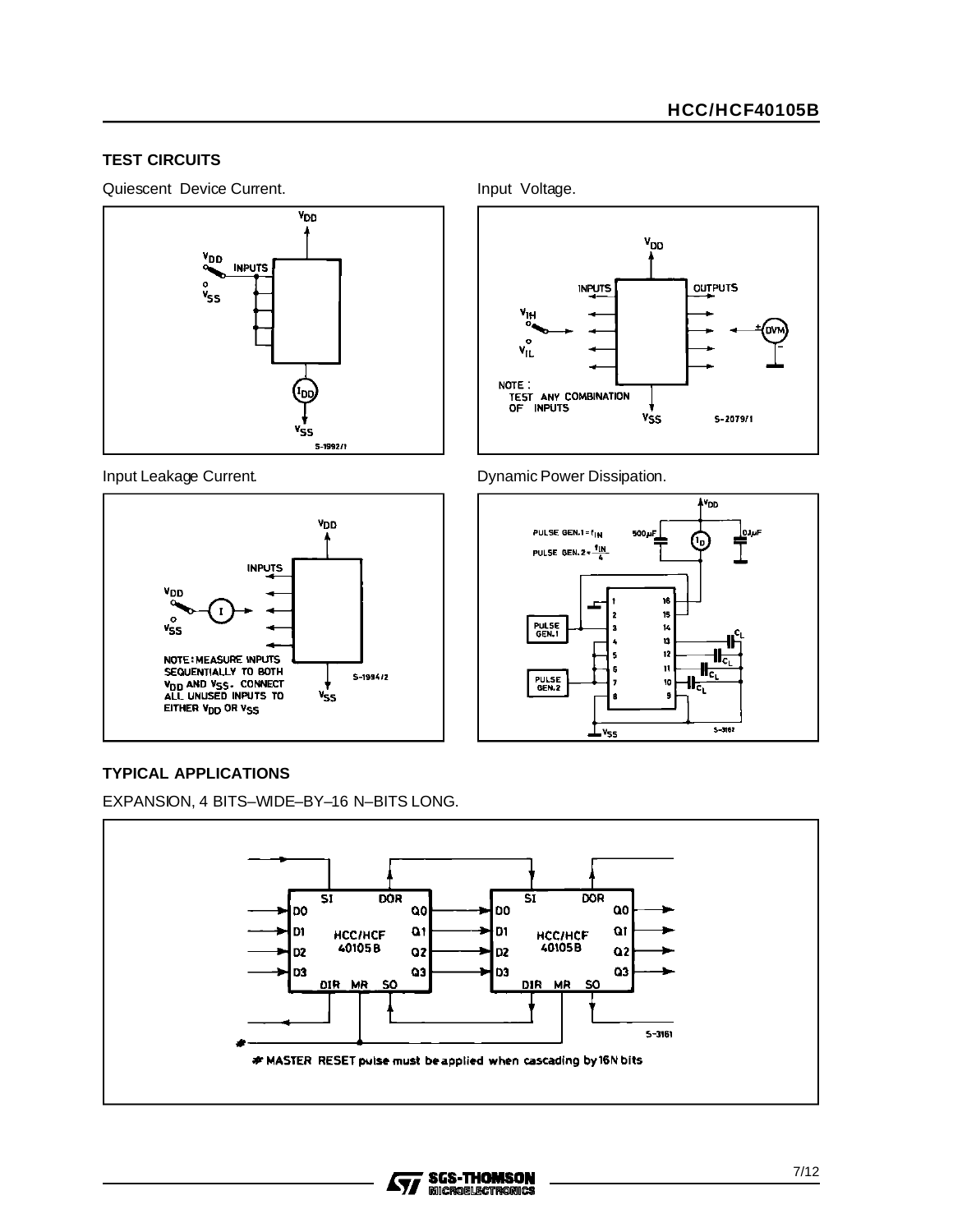## TEST CIRCUITS

Quiescent Device Current.

$V_{DD}$

$V_{DD}$

INPUTS

$V_{SS}$

$I_{DD}$

$V_{SS}$

S-1992/1

Input Voltage.

$V_{DD}$

INPUTS

OUTPUTS

$V_{IH}$

$V_{IL}$

DVM

NOTE :
TEST ANY COMBINATION
OF INPUTS

$V_{SS}$

S-2079/1

Input Leakage Current.

$V_{DD}$

INPUTS

$V_{DD}$

I

$V_{SS}$

NOTE: MEASURE INPUTS
SEQUENTIALLY TO BOTH
$V_{DD}$ AND $V_{SS}$. CONNECT
ALL UNUSED INPUTS TO
EITHER $V_{DD}$ OR $V_{SS}$

S-1994/2

$V_{SS}$

Dynamic Power Dissipation.

$V_{DD}$

PULSE GEN.1 = $f_{IN}$

PULSE GEN.2 = $\frac{f_{IN}}{4}$

500µF

$I_D$

0.1µF

PULSE GEN.1

PULSE GEN.2

1 2 3 4 5 6 7 8

16 15 14 13 12 11 10 9

$C_L$

$V_{SS}$

S-3162

## TYPICAL APPLICATIONS

EXPANSION, 4 BITS–WIDE–BY–16 N–BITS LONG.

SI DOR

D0 D1 D2 D3

HCC/HCF 40105B

Q0 Q1 Q2 Q3

DIR MR SO

SI DOR

D0 D1 D2 D3

HCC/HCF 40105B

Q0 Q1 Q2 Q3

DIR MR SO

S-3161

\* MASTER RESET pulse must be applied when cascading by 16N bits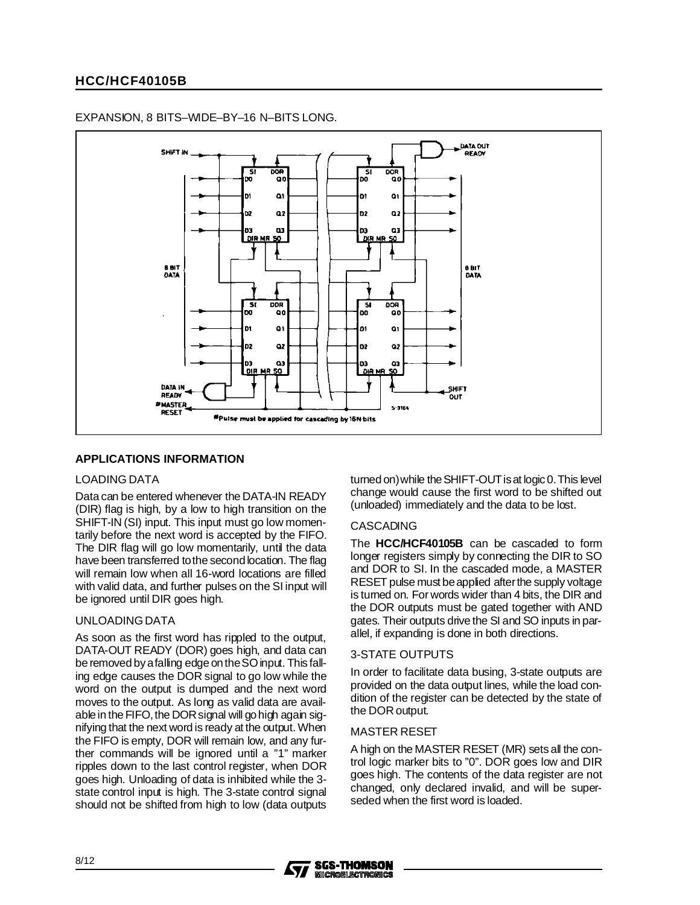EXPANSION, 8 BITS–WIDE–BY–16 N–BITS LONG.

SHIFT IN
DATA OUT READY
SI DOR
D0 Q0
D1 Q1
D2 Q2
D3 Q3
DIR MR SO
8 BIT DATA
8 BIT DATA
DATA IN READY
#MASTER RESET
SHIFT OUT
S-3164
#Pulse must be applied for cascading by 16N bits

## APPLICATIONS INFORMATION

### LOADING DATA

Data can be entered whenever the DATA-IN READY (DIR) flag is high, by a low to high transition on the SHIFT-IN (SI) input. This input must go low momentarily before the next word is accepted by the FIFO. The DIR flag will go low momentarily, until the data have been transferred to the second location. The flag will remain low when all 16-word locations are filled with valid data, and further pulses on the SI input will be ignored until DIR goes high.

### UNLOADING DATA

As soon as the first word has rippled to the output, DATA-OUT READY (DOR) goes high, and data can be removed by a falling edge on the SO input. This falling edge causes the DOR signal to go low while the word on the output is dumped and the next word moves to the output. As long as valid data are available in the FIFO, the DOR signal will go high again signifying that the next word is ready at the output. When the FIFO is empty, DOR will remain low, and any further commands will be ignored until a "1" marker ripples down to the last control register, when DOR goes high. Unloading of data is inhibited while the 3-state control input is high. The 3-state control signal should not be shifted from high to low (data outputs turned on) while the SHIFT-OUT is at logic 0. This level change would cause the first word to be shifted out (unloaded) immediately and the data to be lost.

### CASCADING

The **HCC/HCF40105B** can be cascaded to form longer registers simply by connecting the DIR to SO and DOR to SI. In the cascaded mode, a MASTER RESET pulse must be applied after the supply voltage is turned on. For words wider than 4 bits, the DIR and the DOR outputs must be gated together with AND gates. Their outputs drive the SI and SO inputs in parallel, if expanding is done in both directions.

### 3-STATE OUTPUTS

In order to facilitate data busing, 3-state outputs are provided on the data output lines, while the load condition of the register can be detected by the state of the DOR output.

### MASTER RESET

A high on the MASTER RESET (MR) sets all the control logic marker bits to "0". DOR goes low and DIR goes high. The contents of the data register are not changed, only declared invalid, and will be superseded when the first word is loaded.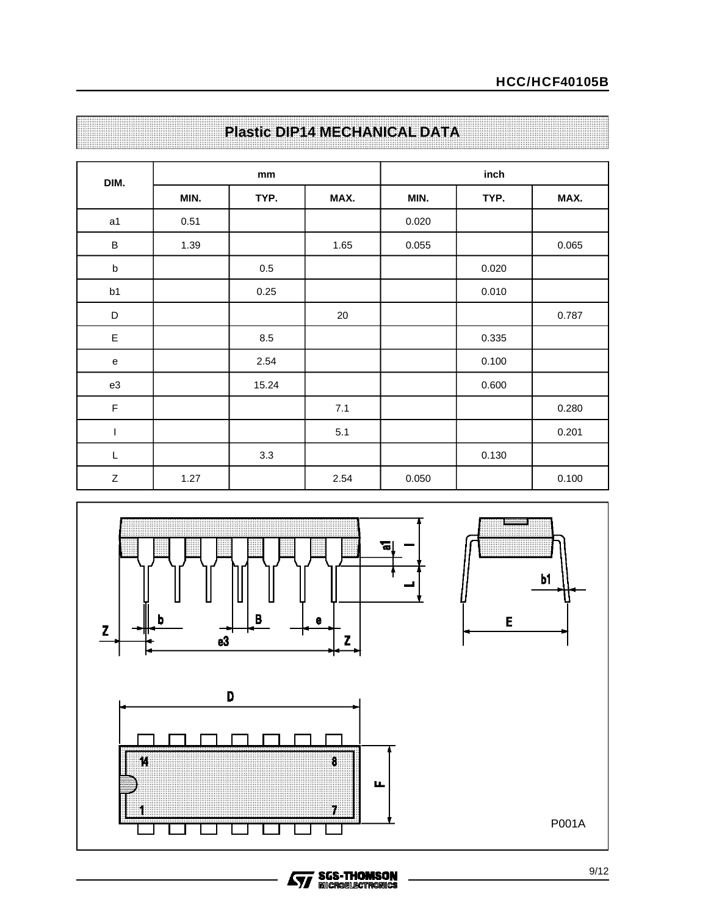## Plastic DIP14 MECHANICAL DATA

| DIM. | mm | | | inch | | |
|---|---|---|---|---|---|---|
| | MIN. | TYP. | MAX. | MIN. | TYP. | MAX. |
| a1 | 0.51 | | | 0.020 | | |
| B | 1.39 | | 1.65 | 0.055 | | 0.065 |
| b | | 0.5 | | | 0.020 | |
| b1 | | 0.25 | | | 0.010 | |
| D | | | 20 | | | 0.787 |
| E | | 8.5 | | | 0.335 | |
| e | | 2.54 | | | 0.100 | |
| e3 | | 15.24 | | | 0.600 | |
| F | | | 7.1 | | | 0.280 |
| I | | | 5.1 | | | 0.201 |
| L | | 3.3 | | | 0.130 | |
| Z | 1.27 | | 2.54 | 0.050 | | 0.100 |

a1
I
L
b1
Z
b
B
e
E
e3
Z
D
14
8
F
1
7

P001A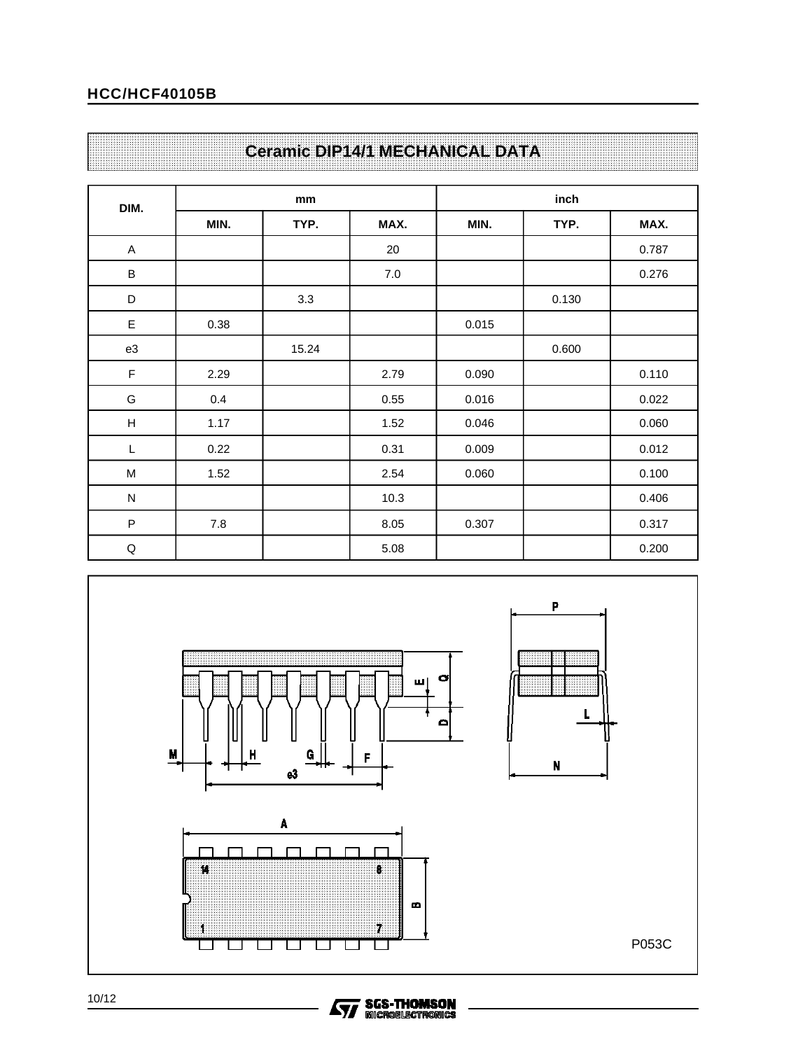## Ceramic DIP14/1 MECHANICAL DATA

| DIM. | mm | | | inch | | |
|---|---|---|---|---|---|---|
| | MIN. | TYP. | MAX. | MIN. | TYP. | MAX. |
| A | | | 20 | | | 0.787 |
| B | | | 7.0 | | | 0.276 |
| D | | 3.3 | | | 0.130 | |
| E | 0.38 | | | 0.015 | | |
| e3 | | 15.24 | | | 0.600 | |
| F | 2.29 | | 2.79 | 0.090 | | 0.110 |
| G | 0.4 | | 0.55 | 0.016 | | 0.022 |
| H | 1.17 | | 1.52 | 0.046 | | 0.060 |
| L | 0.22 | | 0.31 | 0.009 | | 0.012 |
| M | 1.52 | | 2.54 | 0.060 | | 0.100 |
| N | | | 10.3 | | | 0.406 |
| P | 7.8 | | 8.05 | 0.307 | | 0.317 |
| Q | | | 5.08 | | | 0.200 |

P053C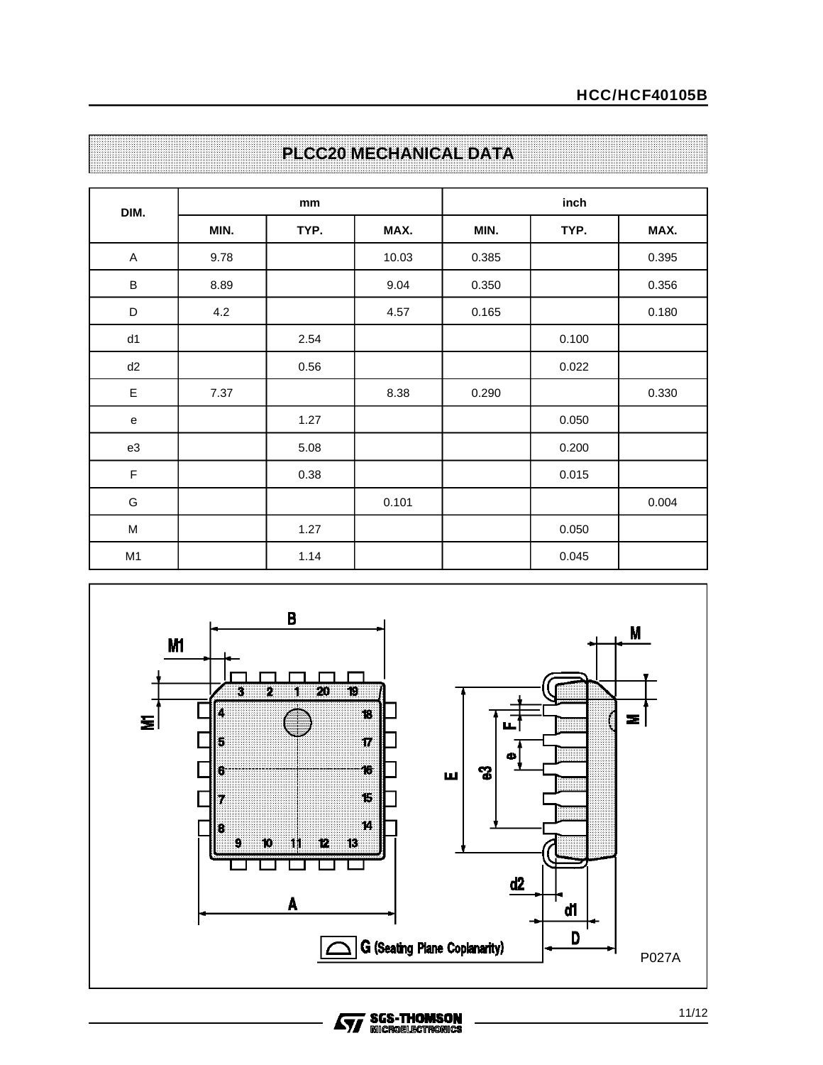## PLCC20 MECHANICAL DATA

| DIM. | mm | | | inch | | |
|---|---|---|---|---|---|---|
| | MIN. | TYP. | MAX. | MIN. | TYP. | MAX. |
| A | 9.78 | | 10.03 | 0.385 | | 0.395 |
| B | 8.89 | | 9.04 | 0.350 | | 0.356 |
| D | 4.2 | | 4.57 | 0.165 | | 0.180 |
| d1 | | 2.54 | | | 0.100 | |
| d2 | | 0.56 | | | 0.022 | |
| E | 7.37 | | 8.38 | 0.290 | | 0.330 |
| e | | 1.27 | | | 0.050 | |
| e3 | | 5.08 | | | 0.200 | |
| F | | 0.38 | | | 0.015 | |
| G | | | 0.101 | | | 0.004 |
| M | | 1.27 | | | 0.050 | |
| M1 | | 1.14 | | | 0.045 | |

B
M1
M
3 2 1 20 19
4 18
5 17
6 16
7 15
8 14
9 10 11 12 13
M1
M
F
e
E
e3
d2
A
d1
D
G (Seating Plane Coplanarity)
P027A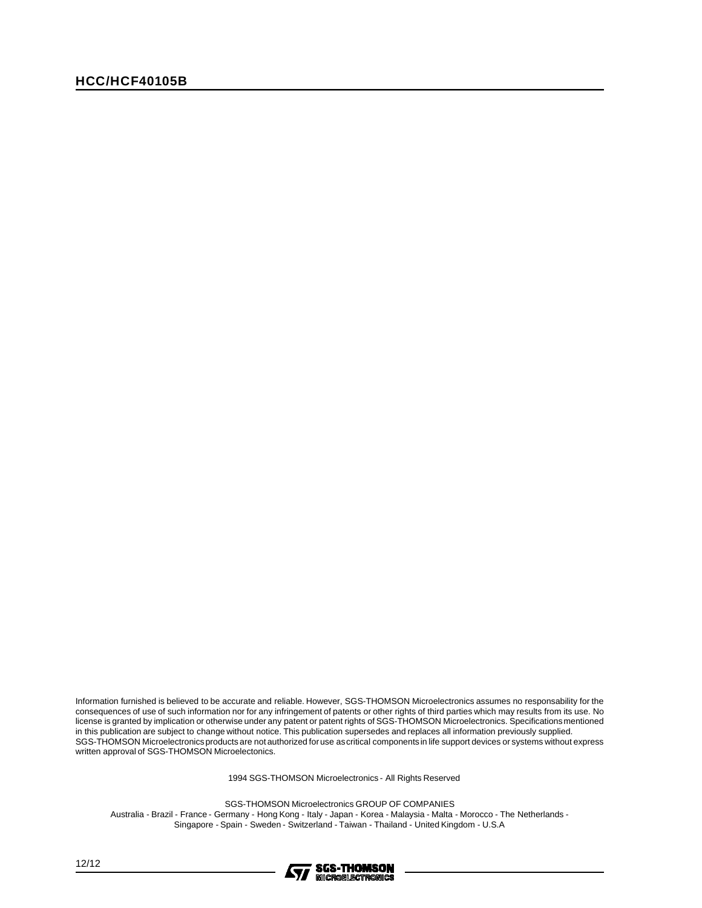Information furnished is believed to be accurate and reliable. However, SGS-THOMSON Microelectronics assumes no responsability for the consequences of use of such information nor for any infringement of patents or other rights of third parties which may results from its use. No license is granted by implication or otherwise under any patent or patent rights of SGS-THOMSON Microelectronics. Specifications mentioned in this publication are subject to change without notice. This publication supersedes and replaces all information previously supplied. SGS-THOMSON Microelectronics products are not authorized for use as critical components in life support devices or systems without express written approval of SGS-THOMSON Microelectonics.

1994 SGS-THOMSON Microelectronics - All Rights Reserved

SGS-THOMSON Microelectronics GROUP OF COMPANIES

Australia - Brazil - France - Germany - Hong Kong - Italy - Japan - Korea - Malaysia - Malta - Morocco - The Netherlands - Singapore - Spain - Sweden - Switzerland - Taiwan - Thailand - United Kingdom - U.S.A